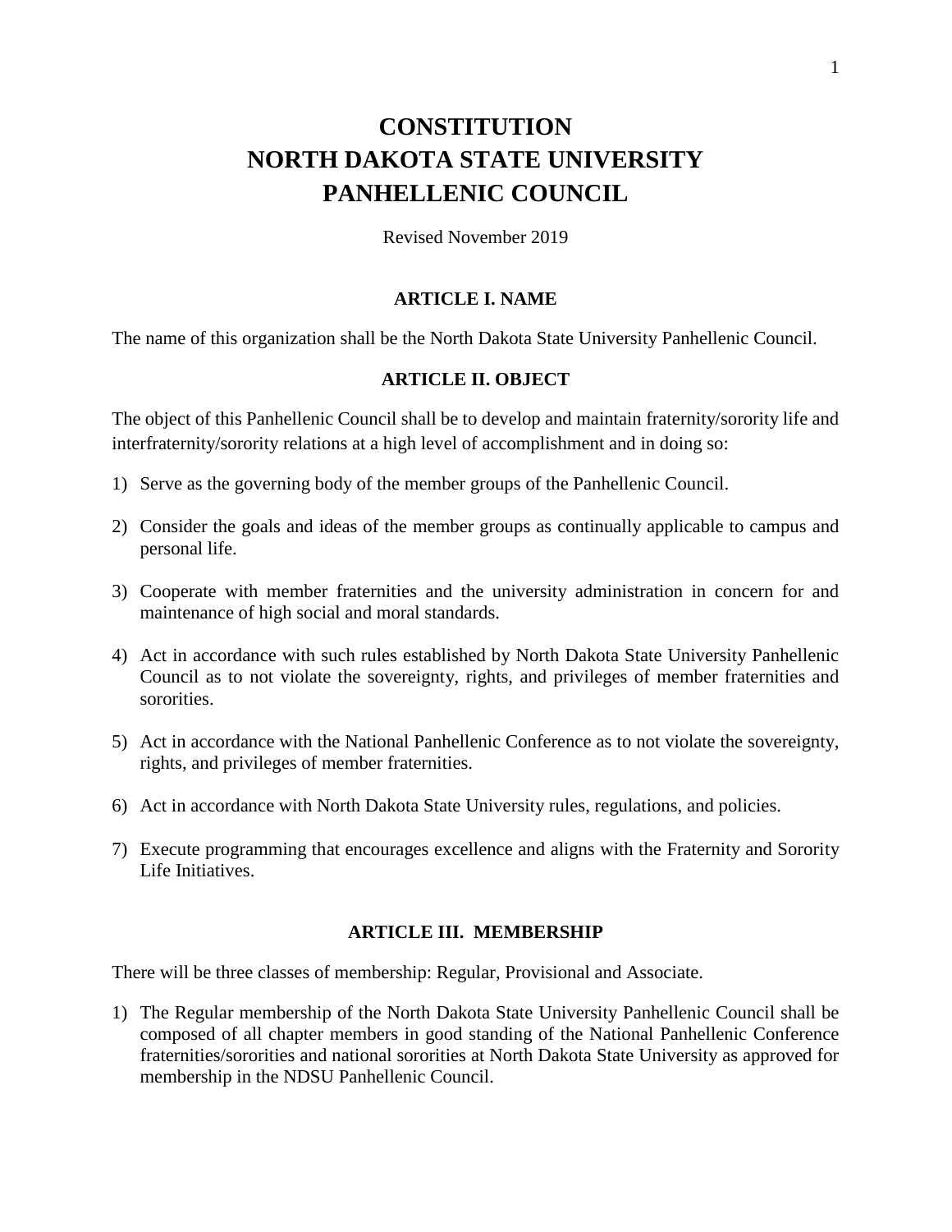# CONSTITUTION
# NORTH DAKOTA STATE UNIVERSITY
# PANHELLENIC COUNCIL

Revised November 2019

## ARTICLE I. NAME

The name of this organization shall be the North Dakota State University Panhellenic Council.

## ARTICLE II. OBJECT

The object of this Panhellenic Council shall be to develop and maintain fraternity/sorority life and interfraternity/sorority relations at a high level of accomplishment and in doing so:

1) Serve as the governing body of the member groups of the Panhellenic Council.

2) Consider the goals and ideas of the member groups as continually applicable to campus and personal life.

3) Cooperate with member fraternities and the university administration in concern for and maintenance of high social and moral standards.

4) Act in accordance with such rules established by North Dakota State University Panhellenic Council as to not violate the sovereignty, rights, and privileges of member fraternities and sororities.

5) Act in accordance with the National Panhellenic Conference as to not violate the sovereignty, rights, and privileges of member fraternities.

6) Act in accordance with North Dakota State University rules, regulations, and policies.

7) Execute programming that encourages excellence and aligns with the Fraternity and Sorority Life Initiatives.

## ARTICLE III. MEMBERSHIP

There will be three classes of membership: Regular, Provisional and Associate.

1) The Regular membership of the North Dakota State University Panhellenic Council shall be composed of all chapter members in good standing of the National Panhellenic Conference fraternities/sororities and national sororities at North Dakota State University as approved for membership in the NDSU Panhellenic Council.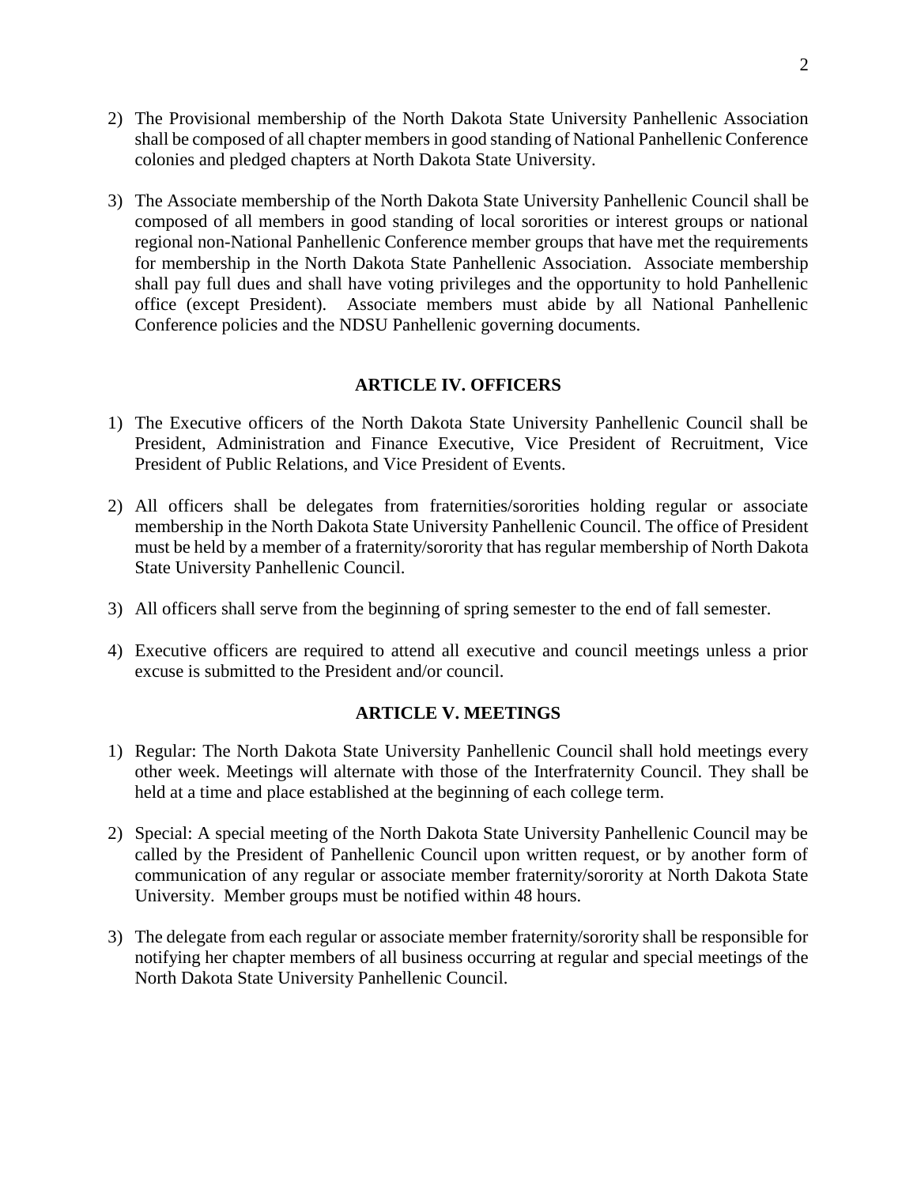2) The Provisional membership of the North Dakota State University Panhellenic Association shall be composed of all chapter members in good standing of National Panhellenic Conference colonies and pledged chapters at North Dakota State University.

3) The Associate membership of the North Dakota State University Panhellenic Council shall be composed of all members in good standing of local sororities or interest groups or national regional non-National Panhellenic Conference member groups that have met the requirements for membership in the North Dakota State Panhellenic Association. Associate membership shall pay full dues and shall have voting privileges and the opportunity to hold Panhellenic office (except President). Associate members must abide by all National Panhellenic Conference policies and the NDSU Panhellenic governing documents.

## ARTICLE IV. OFFICERS

1) The Executive officers of the North Dakota State University Panhellenic Council shall be President, Administration and Finance Executive, Vice President of Recruitment, Vice President of Public Relations, and Vice President of Events.

2) All officers shall be delegates from fraternities/sororities holding regular or associate membership in the North Dakota State University Panhellenic Council. The office of President must be held by a member of a fraternity/sorority that has regular membership of North Dakota State University Panhellenic Council.

3) All officers shall serve from the beginning of spring semester to the end of fall semester.

4) Executive officers are required to attend all executive and council meetings unless a prior excuse is submitted to the President and/or council.

## ARTICLE V. MEETINGS

1) Regular: The North Dakota State University Panhellenic Council shall hold meetings every other week. Meetings will alternate with those of the Interfraternity Council. They shall be held at a time and place established at the beginning of each college term.

2) Special: A special meeting of the North Dakota State University Panhellenic Council may be called by the President of Panhellenic Council upon written request, or by another form of communication of any regular or associate member fraternity/sorority at North Dakota State University. Member groups must be notified within 48 hours.

3) The delegate from each regular or associate member fraternity/sorority shall be responsible for notifying her chapter members of all business occurring at regular and special meetings of the North Dakota State University Panhellenic Council.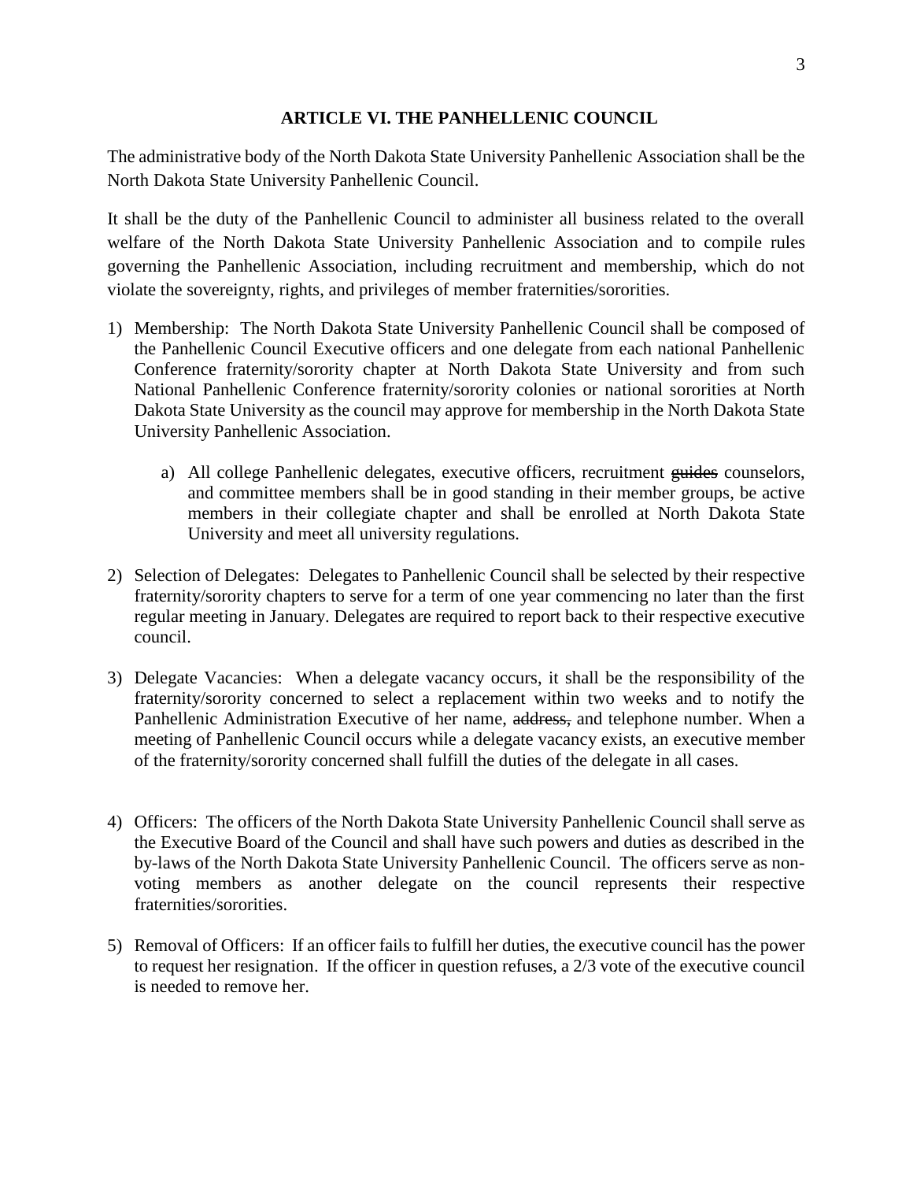## ARTICLE VI. THE PANHELLENIC COUNCIL

The administrative body of the North Dakota State University Panhellenic Association shall be the North Dakota State University Panhellenic Council.

It shall be the duty of the Panhellenic Council to administer all business related to the overall welfare of the North Dakota State University Panhellenic Association and to compile rules governing the Panhellenic Association, including recruitment and membership, which do not violate the sovereignty, rights, and privileges of member fraternities/sororities.

1) Membership: The North Dakota State University Panhellenic Council shall be composed of the Panhellenic Council Executive officers and one delegate from each national Panhellenic Conference fraternity/sorority chapter at North Dakota State University and from such National Panhellenic Conference fraternity/sorority colonies or national sororities at North Dakota State University as the council may approve for membership in the North Dakota State University Panhellenic Association.

    a) All college Panhellenic delegates, executive officers, recruitment ~~guides~~ counselors, and committee members shall be in good standing in their member groups, be active members in their collegiate chapter and shall be enrolled at North Dakota State University and meet all university regulations.

2) Selection of Delegates: Delegates to Panhellenic Council shall be selected by their respective fraternity/sorority chapters to serve for a term of one year commencing no later than the first regular meeting in January. Delegates are required to report back to their respective executive council.

3) Delegate Vacancies: When a delegate vacancy occurs, it shall be the responsibility of the fraternity/sorority concerned to select a replacement within two weeks and to notify the Panhellenic Administration Executive of her name, ~~address,~~ and telephone number. When a meeting of Panhellenic Council occurs while a delegate vacancy exists, an executive member of the fraternity/sorority concerned shall fulfill the duties of the delegate in all cases.

4) Officers: The officers of the North Dakota State University Panhellenic Council shall serve as the Executive Board of the Council and shall have such powers and duties as described in the by-laws of the North Dakota State University Panhellenic Council. The officers serve as non-voting members as another delegate on the council represents their respective fraternities/sororities.

5) Removal of Officers: If an officer fails to fulfill her duties, the executive council has the power to request her resignation. If the officer in question refuses, a 2/3 vote of the executive council is needed to remove her.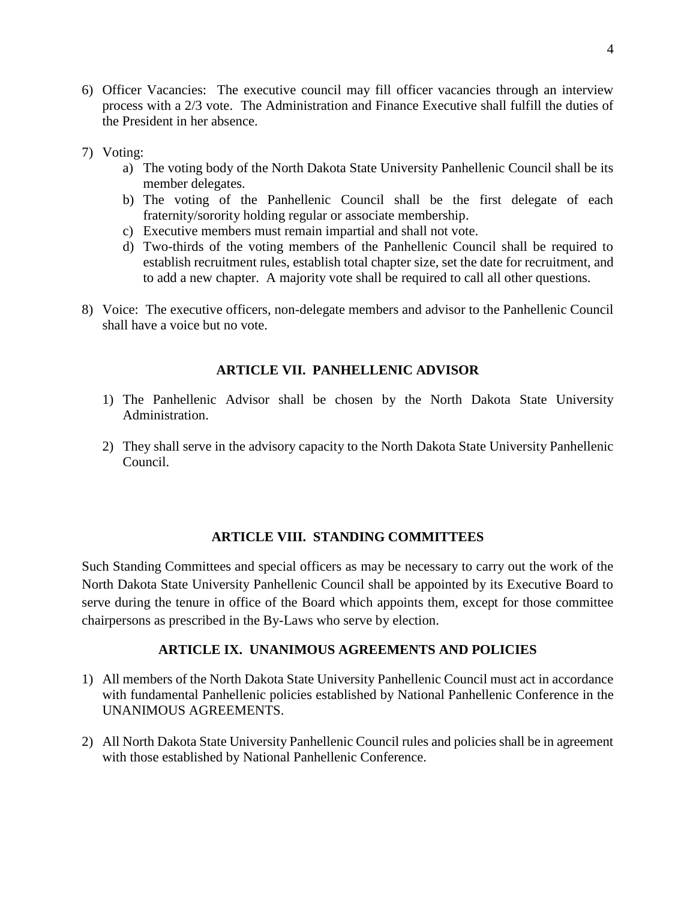6) Officer Vacancies: The executive council may fill officer vacancies through an interview process with a 2/3 vote. The Administration and Finance Executive shall fulfill the duties of the President in her absence.

7) Voting:
   a) The voting body of the North Dakota State University Panhellenic Council shall be its member delegates.
   b) The voting of the Panhellenic Council shall be the first delegate of each fraternity/sorority holding regular or associate membership.
   c) Executive members must remain impartial and shall not vote.
   d) Two-thirds of the voting members of the Panhellenic Council shall be required to establish recruitment rules, establish total chapter size, set the date for recruitment, and to add a new chapter. A majority vote shall be required to call all other questions.

8) Voice: The executive officers, non-delegate members and advisor to the Panhellenic Council shall have a voice but no vote.

## ARTICLE VII. PANHELLENIC ADVISOR

1) The Panhellenic Advisor shall be chosen by the North Dakota State University Administration.

2) They shall serve in the advisory capacity to the North Dakota State University Panhellenic Council.

## ARTICLE VIII. STANDING COMMITTEES

Such Standing Committees and special officers as may be necessary to carry out the work of the North Dakota State University Panhellenic Council shall be appointed by its Executive Board to serve during the tenure in office of the Board which appoints them, except for those committee chairpersons as prescribed in the By-Laws who serve by election.

## ARTICLE IX. UNANIMOUS AGREEMENTS AND POLICIES

1) All members of the North Dakota State University Panhellenic Council must act in accordance with fundamental Panhellenic policies established by National Panhellenic Conference in the UNANIMOUS AGREEMENTS.

2) All North Dakota State University Panhellenic Council rules and policies shall be in agreement with those established by National Panhellenic Conference.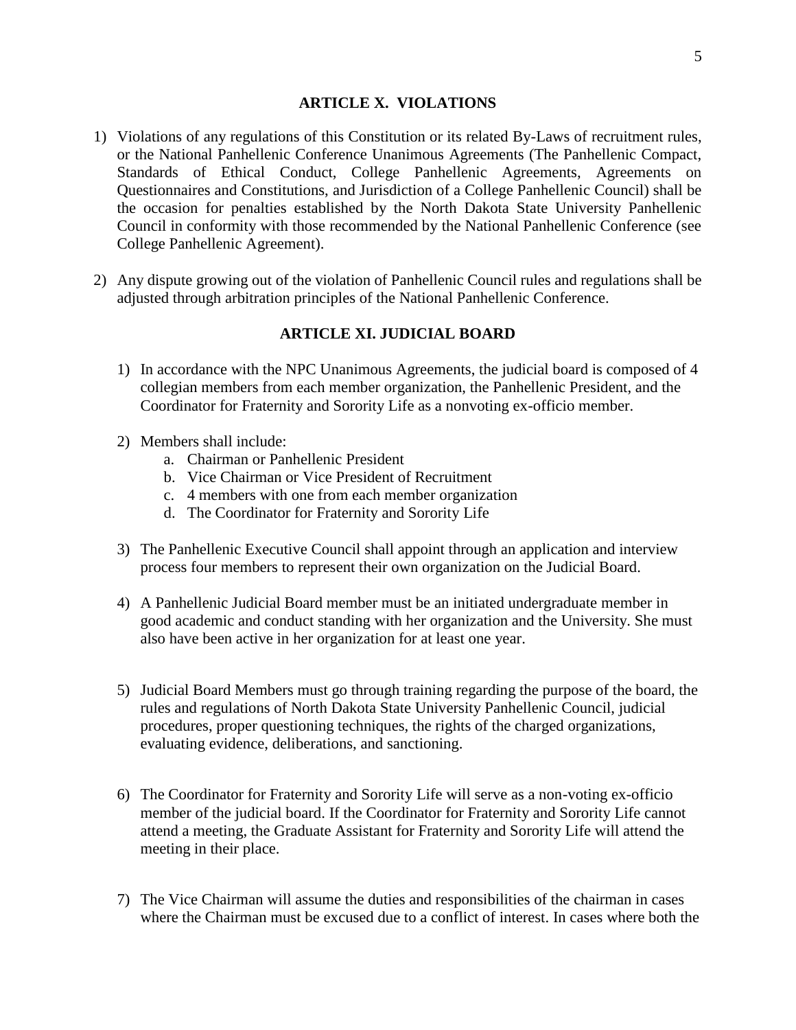## ARTICLE X. VIOLATIONS

1) Violations of any regulations of this Constitution or its related By-Laws of recruitment rules, or the National Panhellenic Conference Unanimous Agreements (The Panhellenic Compact, Standards of Ethical Conduct, College Panhellenic Agreements, Agreements on Questionnaires and Constitutions, and Jurisdiction of a College Panhellenic Council) shall be the occasion for penalties established by the North Dakota State University Panhellenic Council in conformity with those recommended by the National Panhellenic Conference (see College Panhellenic Agreement).

2) Any dispute growing out of the violation of Panhellenic Council rules and regulations shall be adjusted through arbitration principles of the National Panhellenic Conference.

## ARTICLE XI. JUDICIAL BOARD

1) In accordance with the NPC Unanimous Agreements, the judicial board is composed of 4 collegian members from each member organization, the Panhellenic President, and the Coordinator for Fraternity and Sorority Life as a nonvoting ex-officio member.

2) Members shall include:
   a. Chairman or Panhellenic President
   b. Vice Chairman or Vice President of Recruitment
   c. 4 members with one from each member organization
   d. The Coordinator for Fraternity and Sorority Life

3) The Panhellenic Executive Council shall appoint through an application and interview process four members to represent their own organization on the Judicial Board.

4) A Panhellenic Judicial Board member must be an initiated undergraduate member in good academic and conduct standing with her organization and the University. She must also have been active in her organization for at least one year.

5) Judicial Board Members must go through training regarding the purpose of the board, the rules and regulations of North Dakota State University Panhellenic Council, judicial procedures, proper questioning techniques, the rights of the charged organizations, evaluating evidence, deliberations, and sanctioning.

6) The Coordinator for Fraternity and Sorority Life will serve as a non-voting ex-officio member of the judicial board. If the Coordinator for Fraternity and Sorority Life cannot attend a meeting, the Graduate Assistant for Fraternity and Sorority Life will attend the meeting in their place.

7) The Vice Chairman will assume the duties and responsibilities of the chairman in cases where the Chairman must be excused due to a conflict of interest. In cases where both the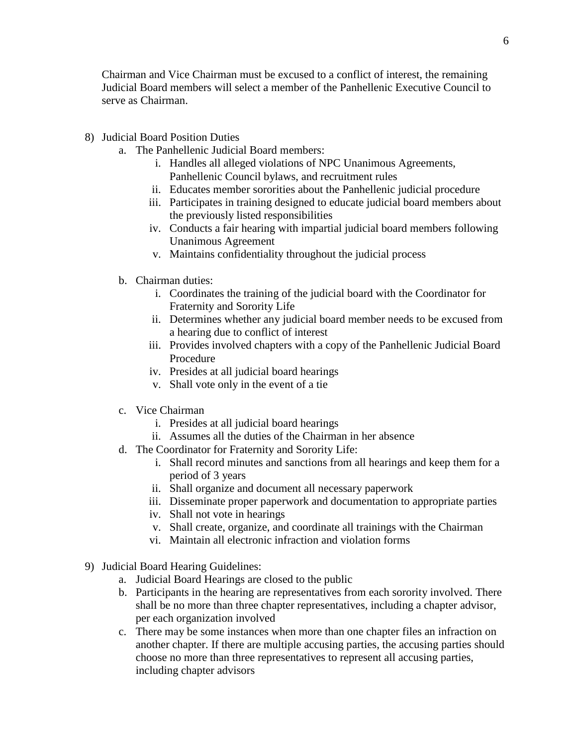Chairman and Vice Chairman must be excused to a conflict of interest, the remaining Judicial Board members will select a member of the Panhellenic Executive Council to serve as Chairman.

8) Judicial Board Position Duties
   a. The Panhellenic Judicial Board members:
      i. Handles all alleged violations of NPC Unanimous Agreements, Panhellenic Council bylaws, and recruitment rules
      ii. Educates member sororities about the Panhellenic judicial procedure
      iii. Participates in training designed to educate judicial board members about the previously listed responsibilities
      iv. Conducts a fair hearing with impartial judicial board members following Unanimous Agreement
      v. Maintains confidentiality throughout the judicial process

   b. Chairman duties:
      i. Coordinates the training of the judicial board with the Coordinator for Fraternity and Sorority Life
      ii. Determines whether any judicial board member needs to be excused from a hearing due to conflict of interest
      iii. Provides involved chapters with a copy of the Panhellenic Judicial Board Procedure
      iv. Presides at all judicial board hearings
      v. Shall vote only in the event of a tie

   c. Vice Chairman
      i. Presides at all judicial board hearings
      ii. Assumes all the duties of the Chairman in her absence
   d. The Coordinator for Fraternity and Sorority Life:
      i. Shall record minutes and sanctions from all hearings and keep them for a period of 3 years
      ii. Shall organize and document all necessary paperwork
      iii. Disseminate proper paperwork and documentation to appropriate parties
      iv. Shall not vote in hearings
      v. Shall create, organize, and coordinate all trainings with the Chairman
      vi. Maintain all electronic infraction and violation forms

9) Judicial Board Hearing Guidelines:
   a. Judicial Board Hearings are closed to the public
   b. Participants in the hearing are representatives from each sorority involved. There shall be no more than three chapter representatives, including a chapter advisor, per each organization involved
   c. There may be some instances when more than one chapter files an infraction on another chapter. If there are multiple accusing parties, the accusing parties should choose no more than three representatives to represent all accusing parties, including chapter advisors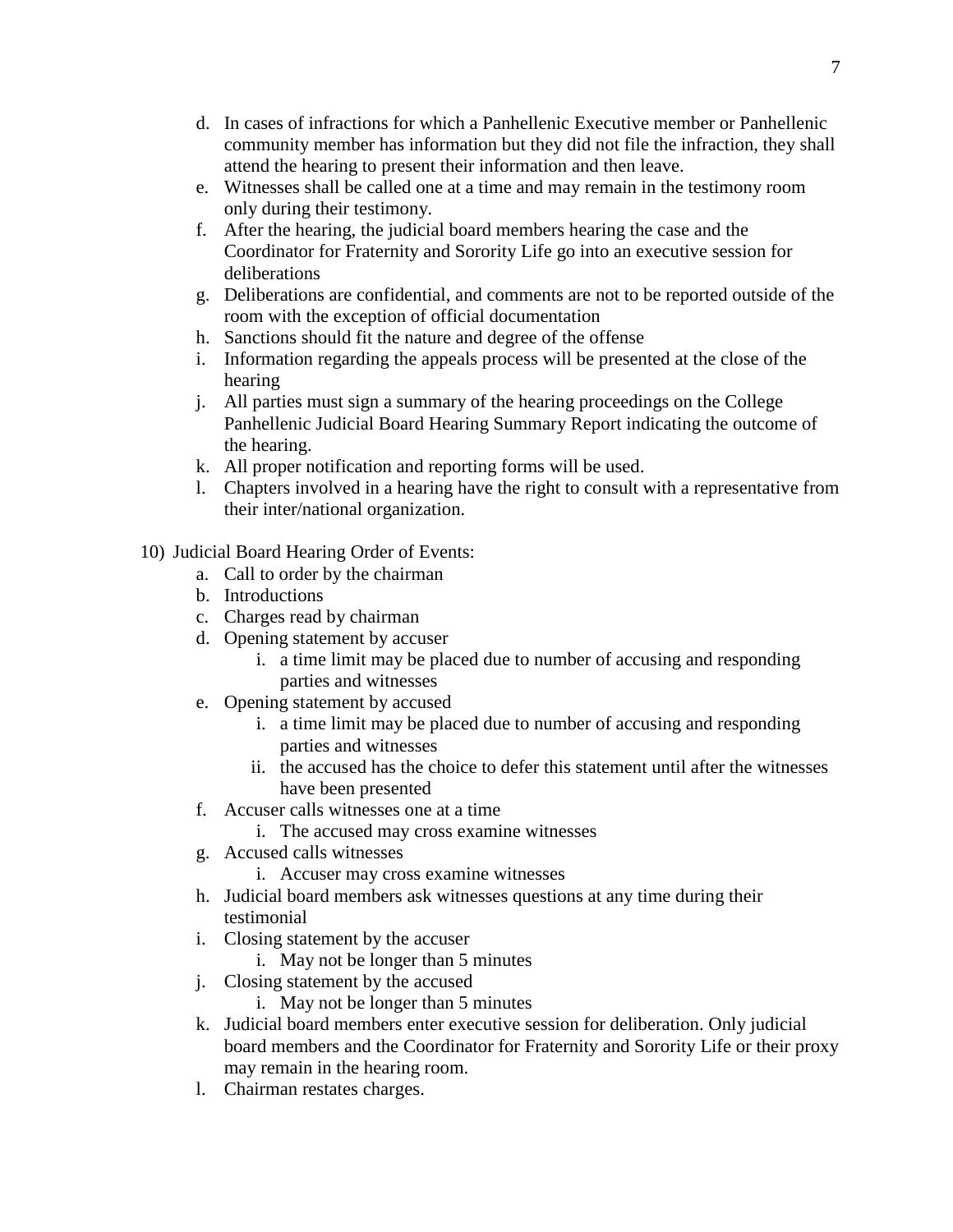d. In cases of infractions for which a Panhellenic Executive member or Panhellenic community member has information but they did not file the infraction, they shall attend the hearing to present their information and then leave.
e. Witnesses shall be called one at a time and may remain in the testimony room only during their testimony.
f. After the hearing, the judicial board members hearing the case and the Coordinator for Fraternity and Sorority Life go into an executive session for deliberations
g. Deliberations are confidential, and comments are not to be reported outside of the room with the exception of official documentation
h. Sanctions should fit the nature and degree of the offense
i. Information regarding the appeals process will be presented at the close of the hearing
j. All parties must sign a summary of the hearing proceedings on the College Panhellenic Judicial Board Hearing Summary Report indicating the outcome of the hearing.
k. All proper notification and reporting forms will be used.
l. Chapters involved in a hearing have the right to consult with a representative from their inter/national organization.

10) Judicial Board Hearing Order of Events:
   a. Call to order by the chairman
   b. Introductions
   c. Charges read by chairman
   d. Opening statement by accuser
      i. a time limit may be placed due to number of accusing and responding parties and witnesses
   e. Opening statement by accused
      i. a time limit may be placed due to number of accusing and responding parties and witnesses
      ii. the accused has the choice to defer this statement until after the witnesses have been presented
   f. Accuser calls witnesses one at a time
      i. The accused may cross examine witnesses
   g. Accused calls witnesses
      i. Accuser may cross examine witnesses
   h. Judicial board members ask witnesses questions at any time during their testimonial
   i. Closing statement by the accuser
      i. May not be longer than 5 minutes
   j. Closing statement by the accused
      i. May not be longer than 5 minutes
   k. Judicial board members enter executive session for deliberation. Only judicial board members and the Coordinator for Fraternity and Sorority Life or their proxy may remain in the hearing room.
   l. Chairman restates charges.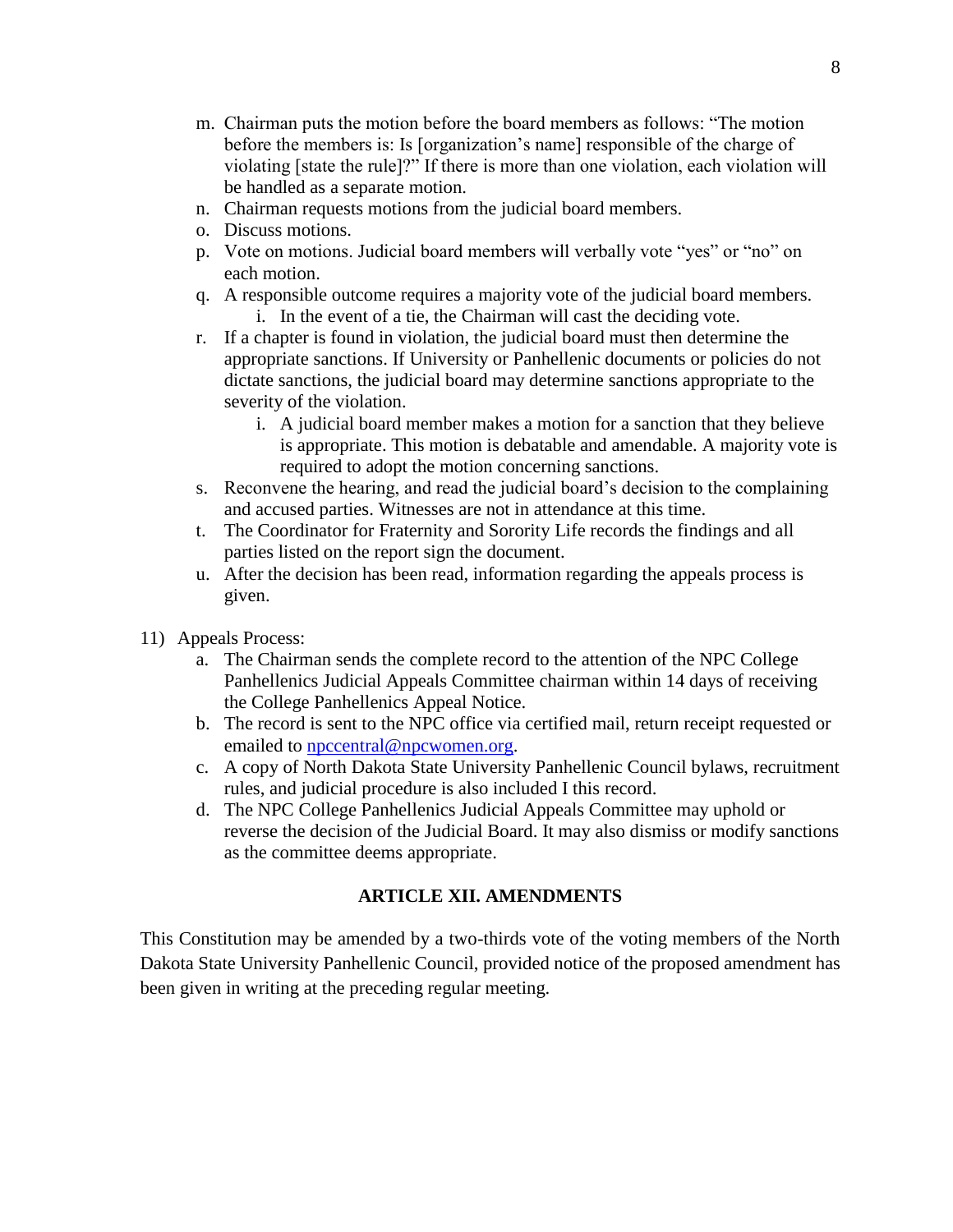m. Chairman puts the motion before the board members as follows: "The motion before the members is: Is [organization's name] responsible of the charge of violating [state the rule]?" If there is more than one violation, each violation will be handled as a separate motion.
n. Chairman requests motions from the judicial board members.
o. Discuss motions.
p. Vote on motions. Judicial board members will verbally vote "yes" or "no" on each motion.
q. A responsible outcome requires a majority vote of the judicial board members.
    i. In the event of a tie, the Chairman will cast the deciding vote.
r. If a chapter is found in violation, the judicial board must then determine the appropriate sanctions. If University or Panhellenic documents or policies do not dictate sanctions, the judicial board may determine sanctions appropriate to the severity of the violation.
    i. A judicial board member makes a motion for a sanction that they believe is appropriate. This motion is debatable and amendable. A majority vote is required to adopt the motion concerning sanctions.
s. Reconvene the hearing, and read the judicial board's decision to the complaining and accused parties. Witnesses are not in attendance at this time.
t. The Coordinator for Fraternity and Sorority Life records the findings and all parties listed on the report sign the document.
u. After the decision has been read, information regarding the appeals process is given.

11) Appeals Process:
    a. The Chairman sends the complete record to the attention of the NPC College Panhellenics Judicial Appeals Committee chairman within 14 days of receiving the College Panhellenics Appeal Notice.
    b. The record is sent to the NPC office via certified mail, return receipt requested or emailed to npccentral@npcwomen.org.
    c. A copy of North Dakota State University Panhellenic Council bylaws, recruitment rules, and judicial procedure is also included I this record.
    d. The NPC College Panhellenics Judicial Appeals Committee may uphold or reverse the decision of the Judicial Board. It may also dismiss or modify sanctions as the committee deems appropriate.

## ARTICLE XII. AMENDMENTS

This Constitution may be amended by a two-thirds vote of the voting members of the North Dakota State University Panhellenic Council, provided notice of the proposed amendment has been given in writing at the preceding regular meeting.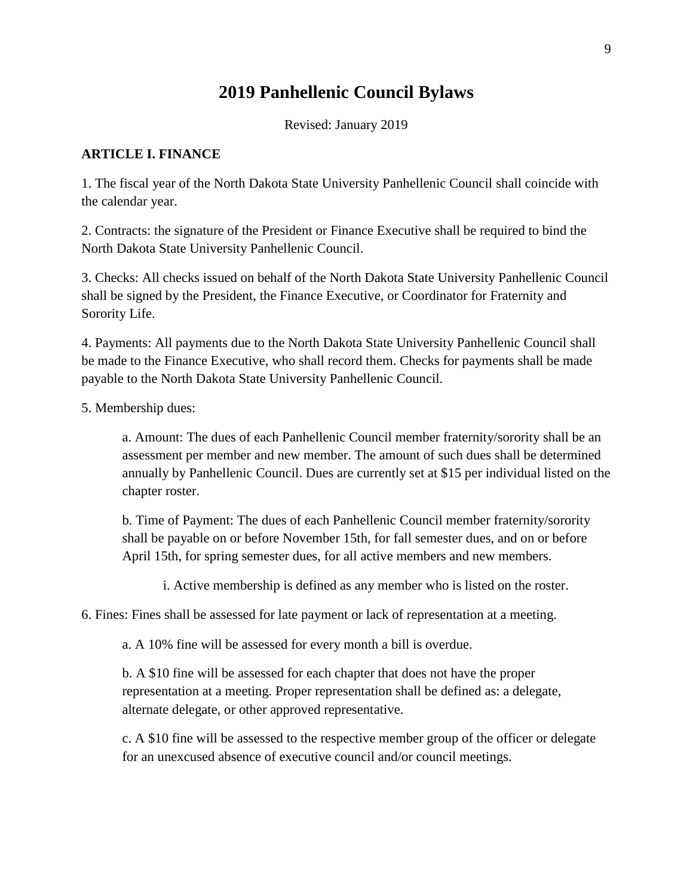# 2019 Panhellenic Council Bylaws

Revised: January 2019

**ARTICLE I. FINANCE**

1. The fiscal year of the North Dakota State University Panhellenic Council shall coincide with the calendar year.

2. Contracts: the signature of the President or Finance Executive shall be required to bind the North Dakota State University Panhellenic Council.

3. Checks: All checks issued on behalf of the North Dakota State University Panhellenic Council shall be signed by the President, the Finance Executive, or Coordinator for Fraternity and Sorority Life.

4. Payments: All payments due to the North Dakota State University Panhellenic Council shall be made to the Finance Executive, who shall record them. Checks for payments shall be made payable to the North Dakota State University Panhellenic Council.

5. Membership dues:

   a. Amount: The dues of each Panhellenic Council member fraternity/sorority shall be an assessment per member and new member. The amount of such dues shall be determined annually by Panhellenic Council. Dues are currently set at $15 per individual listed on the chapter roster.

   b. Time of Payment: The dues of each Panhellenic Council member fraternity/sorority shall be payable on or before November 15th, for fall semester dues, and on or before April 15th, for spring semester dues, for all active members and new members.

      i. Active membership is defined as any member who is listed on the roster.

6. Fines: Fines shall be assessed for late payment or lack of representation at a meeting.

   a. A 10% fine will be assessed for every month a bill is overdue.

   b. A $10 fine will be assessed for each chapter that does not have the proper representation at a meeting. Proper representation shall be defined as: a delegate, alternate delegate, or other approved representative.

   c. A $10 fine will be assessed to the respective member group of the officer or delegate for an unexcused absence of executive council and/or council meetings.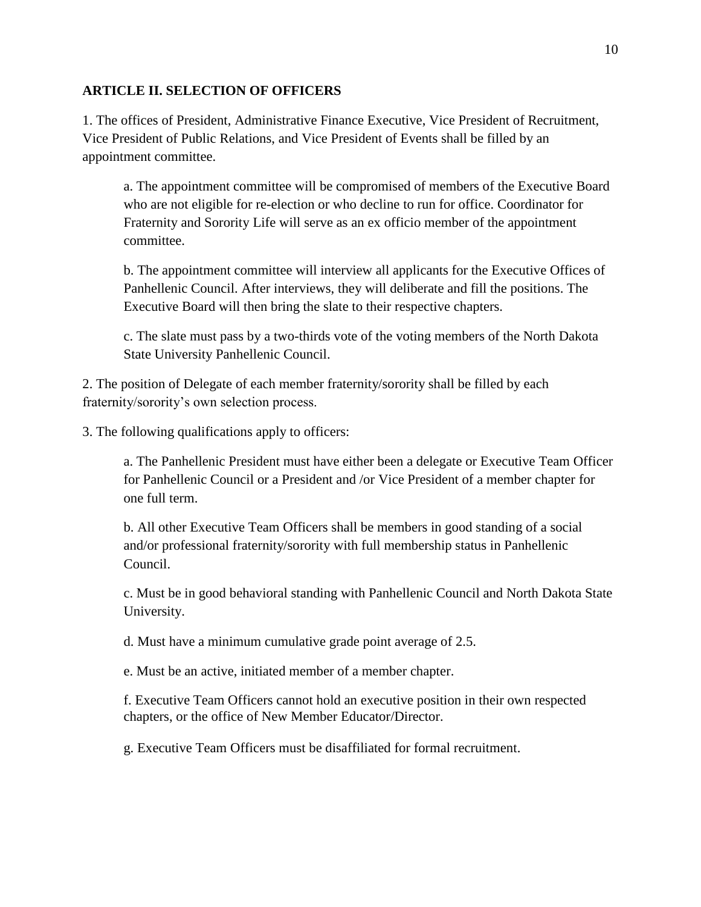**ARTICLE II. SELECTION OF OFFICERS**

1. The offices of President, Administrative Finance Executive, Vice President of Recruitment, Vice President of Public Relations, and Vice President of Events shall be filled by an appointment committee.

   a. The appointment committee will be compromised of members of the Executive Board who are not eligible for re-election or who decline to run for office. Coordinator for Fraternity and Sorority Life will serve as an ex officio member of the appointment committee.

   b. The appointment committee will interview all applicants for the Executive Offices of Panhellenic Council. After interviews, they will deliberate and fill the positions. The Executive Board will then bring the slate to their respective chapters.

   c. The slate must pass by a two-thirds vote of the voting members of the North Dakota State University Panhellenic Council.

2. The position of Delegate of each member fraternity/sorority shall be filled by each fraternity/sorority's own selection process.

3. The following qualifications apply to officers:

   a. The Panhellenic President must have either been a delegate or Executive Team Officer for Panhellenic Council or a President and /or Vice President of a member chapter for one full term.

   b. All other Executive Team Officers shall be members in good standing of a social and/or professional fraternity/sorority with full membership status in Panhellenic Council.

   c. Must be in good behavioral standing with Panhellenic Council and North Dakota State University.

   d. Must have a minimum cumulative grade point average of 2.5.

   e. Must be an active, initiated member of a member chapter.

   f. Executive Team Officers cannot hold an executive position in their own respected chapters, or the office of New Member Educator/Director.

   g. Executive Team Officers must be disaffiliated for formal recruitment.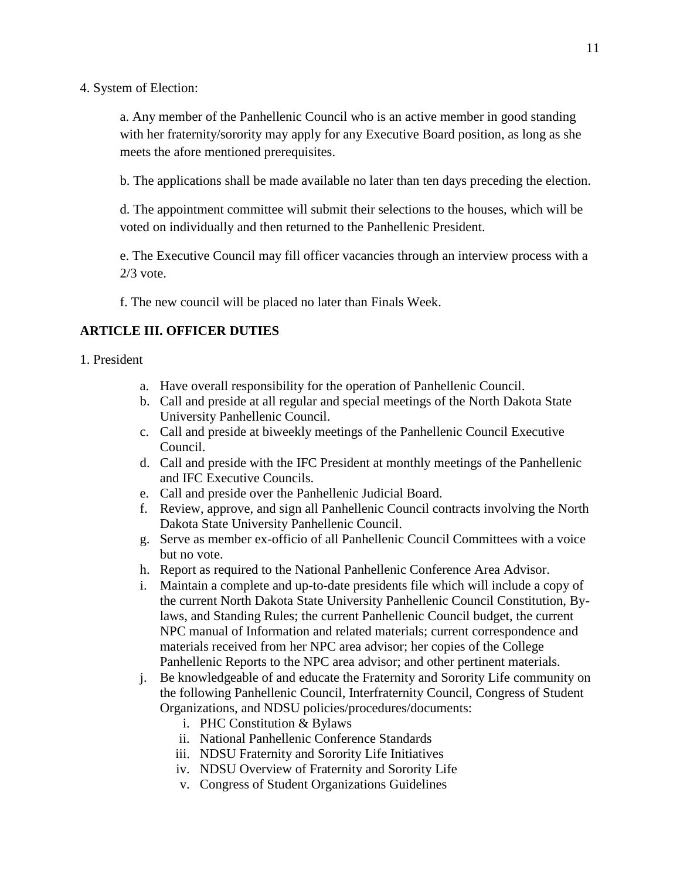4. System of Election:

a. Any member of the Panhellenic Council who is an active member in good standing with her fraternity/sorority may apply for any Executive Board position, as long as she meets the afore mentioned prerequisites.

b. The applications shall be made available no later than ten days preceding the election.

d. The appointment committee will submit their selections to the houses, which will be voted on individually and then returned to the Panhellenic President.

e. The Executive Council may fill officer vacancies through an interview process with a 2/3 vote.

f. The new council will be placed no later than Finals Week.

## ARTICLE III. OFFICER DUTIES

1. President

   a. Have overall responsibility for the operation of Panhellenic Council.
   b. Call and preside at all regular and special meetings of the North Dakota State University Panhellenic Council.
   c. Call and preside at biweekly meetings of the Panhellenic Council Executive Council.
   d. Call and preside with the IFC President at monthly meetings of the Panhellenic and IFC Executive Councils.
   e. Call and preside over the Panhellenic Judicial Board.
   f. Review, approve, and sign all Panhellenic Council contracts involving the North Dakota State University Panhellenic Council.
   g. Serve as member ex-officio of all Panhellenic Council Committees with a voice but no vote.
   h. Report as required to the National Panhellenic Conference Area Advisor.
   i. Maintain a complete and up-to-date presidents file which will include a copy of the current North Dakota State University Panhellenic Council Constitution, By-laws, and Standing Rules; the current Panhellenic Council budget, the current NPC manual of Information and related materials; current correspondence and materials received from her NPC area advisor; her copies of the College Panhellenic Reports to the NPC area advisor; and other pertinent materials.
   j. Be knowledgeable of and educate the Fraternity and Sorority Life community on the following Panhellenic Council, Interfraternity Council, Congress of Student Organizations, and NDSU policies/procedures/documents:
      i. PHC Constitution & Bylaws
      ii. National Panhellenic Conference Standards
      iii. NDSU Fraternity and Sorority Life Initiatives
      iv. NDSU Overview of Fraternity and Sorority Life
      v. Congress of Student Organizations Guidelines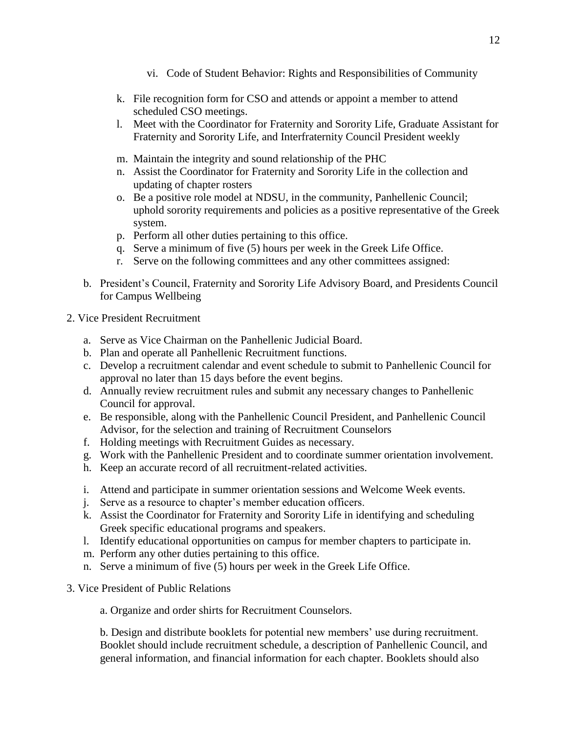vi. Code of Student Behavior: Rights and Responsibilities of Community

k. File recognition form for CSO and attends or appoint a member to attend scheduled CSO meetings.
l. Meet with the Coordinator for Fraternity and Sorority Life, Graduate Assistant for Fraternity and Sorority Life, and Interfraternity Council President weekly
m. Maintain the integrity and sound relationship of the PHC
n. Assist the Coordinator for Fraternity and Sorority Life in the collection and updating of chapter rosters
o. Be a positive role model at NDSU, in the community, Panhellenic Council; uphold sorority requirements and policies as a positive representative of the Greek system.
p. Perform all other duties pertaining to this office.
q. Serve a minimum of five (5) hours per week in the Greek Life Office.
r. Serve on the following committees and any other committees assigned:

b. President's Council, Fraternity and Sorority Life Advisory Board, and Presidents Council for Campus Wellbeing

2. Vice President Recruitment

a. Serve as Vice Chairman on the Panhellenic Judicial Board.
b. Plan and operate all Panhellenic Recruitment functions.
c. Develop a recruitment calendar and event schedule to submit to Panhellenic Council for approval no later than 15 days before the event begins.
d. Annually review recruitment rules and submit any necessary changes to Panhellenic Council for approval.
e. Be responsible, along with the Panhellenic Council President, and Panhellenic Council Advisor, for the selection and training of Recruitment Counselors
f. Holding meetings with Recruitment Guides as necessary.
g. Work with the Panhellenic President and to coordinate summer orientation involvement.
h. Keep an accurate record of all recruitment-related activities.
i. Attend and participate in summer orientation sessions and Welcome Week events.
j. Serve as a resource to chapter's member education officers.
k. Assist the Coordinator for Fraternity and Sorority Life in identifying and scheduling Greek specific educational programs and speakers.
l. Identify educational opportunities on campus for member chapters to participate in.
m. Perform any other duties pertaining to this office.
n. Serve a minimum of five (5) hours per week in the Greek Life Office.

3. Vice President of Public Relations

a. Organize and order shirts for Recruitment Counselors.

b. Design and distribute booklets for potential new members' use during recruitment. Booklet should include recruitment schedule, a description of Panhellenic Council, and general information, and financial information for each chapter. Booklets should also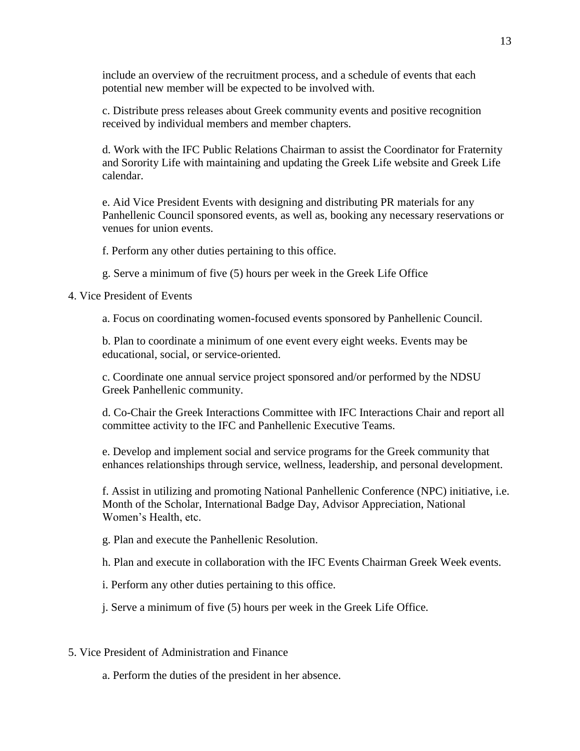include an overview of the recruitment process, and a schedule of events that each potential new member will be expected to be involved with.

c. Distribute press releases about Greek community events and positive recognition received by individual members and member chapters.

d. Work with the IFC Public Relations Chairman to assist the Coordinator for Fraternity and Sorority Life with maintaining and updating the Greek Life website and Greek Life calendar.

e. Aid Vice President Events with designing and distributing PR materials for any Panhellenic Council sponsored events, as well as, booking any necessary reservations or venues for union events.

f. Perform any other duties pertaining to this office.

g. Serve a minimum of five (5) hours per week in the Greek Life Office

4. Vice President of Events

a. Focus on coordinating women-focused events sponsored by Panhellenic Council.

b. Plan to coordinate a minimum of one event every eight weeks. Events may be educational, social, or service-oriented.

c. Coordinate one annual service project sponsored and/or performed by the NDSU Greek Panhellenic community.

d. Co-Chair the Greek Interactions Committee with IFC Interactions Chair and report all committee activity to the IFC and Panhellenic Executive Teams.

e. Develop and implement social and service programs for the Greek community that enhances relationships through service, wellness, leadership, and personal development.

f. Assist in utilizing and promoting National Panhellenic Conference (NPC) initiative, i.e. Month of the Scholar, International Badge Day, Advisor Appreciation, National Women's Health, etc.

g. Plan and execute the Panhellenic Resolution.

h. Plan and execute in collaboration with the IFC Events Chairman Greek Week events.

i. Perform any other duties pertaining to this office.

j. Serve a minimum of five (5) hours per week in the Greek Life Office.

5. Vice President of Administration and Finance

a. Perform the duties of the president in her absence.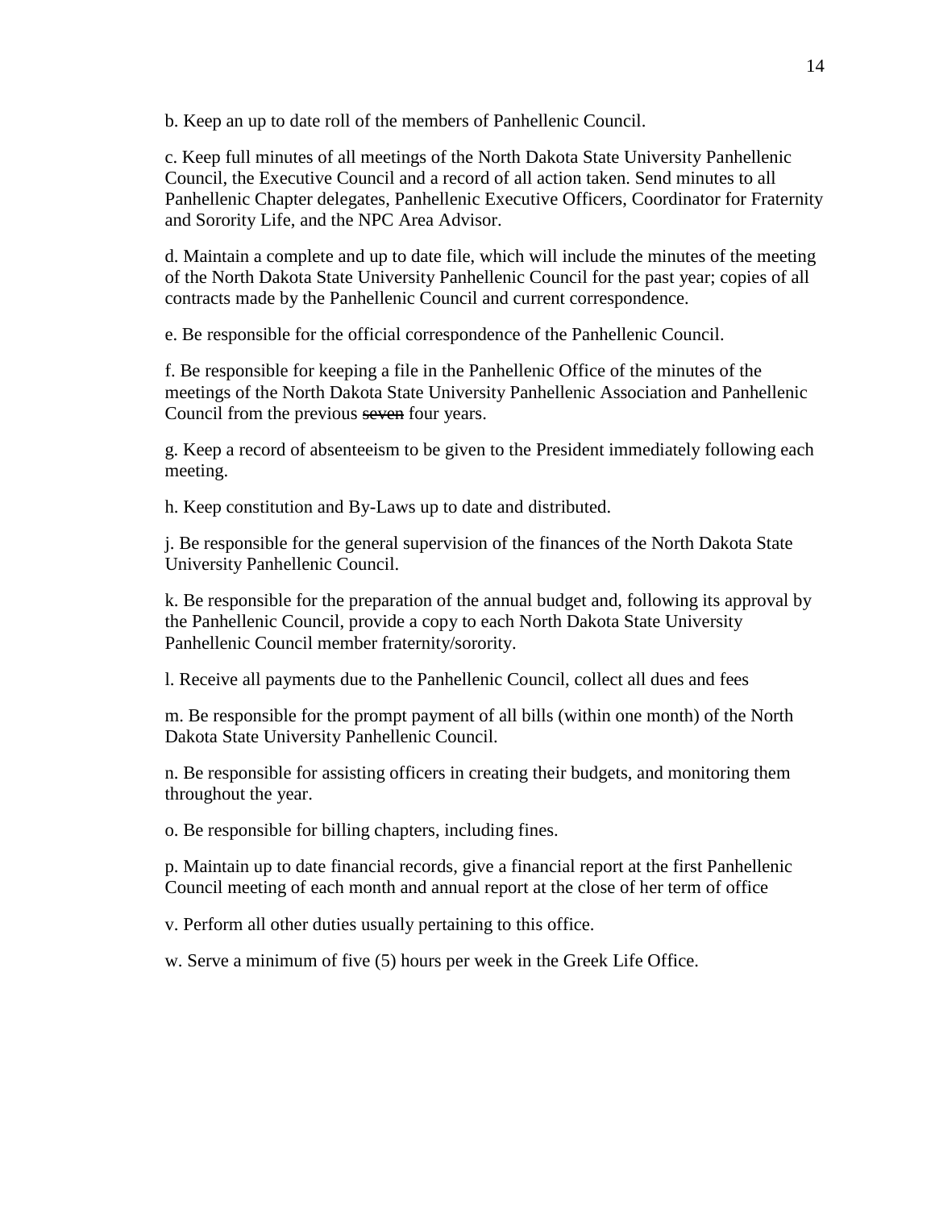b. Keep an up to date roll of the members of Panhellenic Council.

c. Keep full minutes of all meetings of the North Dakota State University Panhellenic Council, the Executive Council and a record of all action taken. Send minutes to all Panhellenic Chapter delegates, Panhellenic Executive Officers, Coordinator for Fraternity and Sorority Life, and the NPC Area Advisor.

d. Maintain a complete and up to date file, which will include the minutes of the meeting of the North Dakota State University Panhellenic Council for the past year; copies of all contracts made by the Panhellenic Council and current correspondence.

e. Be responsible for the official correspondence of the Panhellenic Council.

f. Be responsible for keeping a file in the Panhellenic Office of the minutes of the meetings of the North Dakota State University Panhellenic Association and Panhellenic Council from the previous ~~seven~~ four years.

g. Keep a record of absenteeism to be given to the President immediately following each meeting.

h. Keep constitution and By-Laws up to date and distributed.

j. Be responsible for the general supervision of the finances of the North Dakota State University Panhellenic Council.

k. Be responsible for the preparation of the annual budget and, following its approval by the Panhellenic Council, provide a copy to each North Dakota State University Panhellenic Council member fraternity/sorority.

l. Receive all payments due to the Panhellenic Council, collect all dues and fees

m. Be responsible for the prompt payment of all bills (within one month) of the North Dakota State University Panhellenic Council.

n. Be responsible for assisting officers in creating their budgets, and monitoring them throughout the year.

o. Be responsible for billing chapters, including fines.

p. Maintain up to date financial records, give a financial report at the first Panhellenic Council meeting of each month and annual report at the close of her term of office

v. Perform all other duties usually pertaining to this office.

w. Serve a minimum of five (5) hours per week in the Greek Life Office.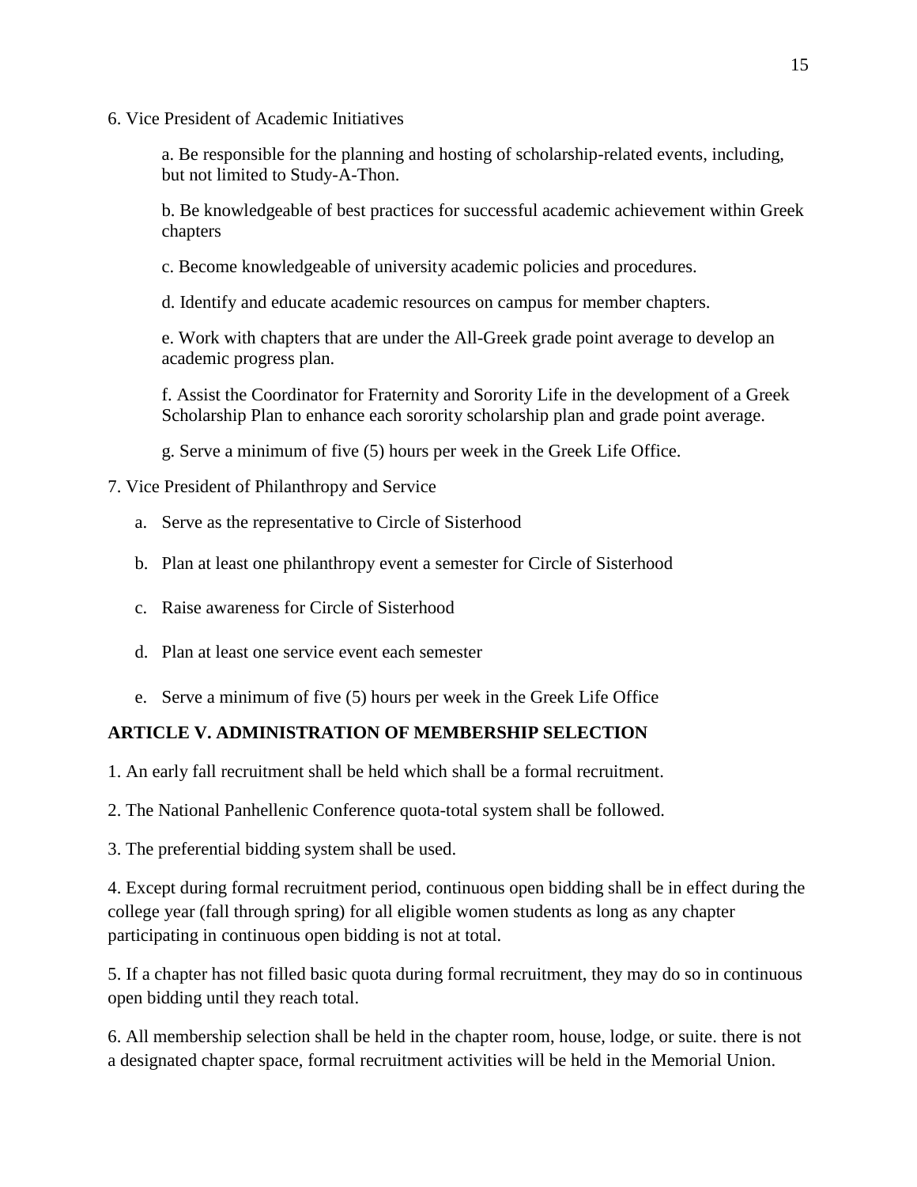6. Vice President of Academic Initiatives

    a. Be responsible for the planning and hosting of scholarship-related events, including, but not limited to Study-A-Thon.

    b. Be knowledgeable of best practices for successful academic achievement within Greek chapters

    c. Become knowledgeable of university academic policies and procedures.

    d. Identify and educate academic resources on campus for member chapters.

    e. Work with chapters that are under the All-Greek grade point average to develop an academic progress plan.

    f. Assist the Coordinator for Fraternity and Sorority Life in the development of a Greek Scholarship Plan to enhance each sorority scholarship plan and grade point average.

    g. Serve a minimum of five (5) hours per week in the Greek Life Office.

7. Vice President of Philanthropy and Service

    a. Serve as the representative to Circle of Sisterhood

    b. Plan at least one philanthropy event a semester for Circle of Sisterhood

    c. Raise awareness for Circle of Sisterhood

    d. Plan at least one service event each semester

    e. Serve a minimum of five (5) hours per week in the Greek Life Office

**ARTICLE V. ADMINISTRATION OF MEMBERSHIP SELECTION**

1. An early fall recruitment shall be held which shall be a formal recruitment.

2. The National Panhellenic Conference quota-total system shall be followed.

3. The preferential bidding system shall be used.

4. Except during formal recruitment period, continuous open bidding shall be in effect during the college year (fall through spring) for all eligible women students as long as any chapter participating in continuous open bidding is not at total.

5. If a chapter has not filled basic quota during formal recruitment, they may do so in continuous open bidding until they reach total.

6. All membership selection shall be held in the chapter room, house, lodge, or suite. there is not a designated chapter space, formal recruitment activities will be held in the Memorial Union.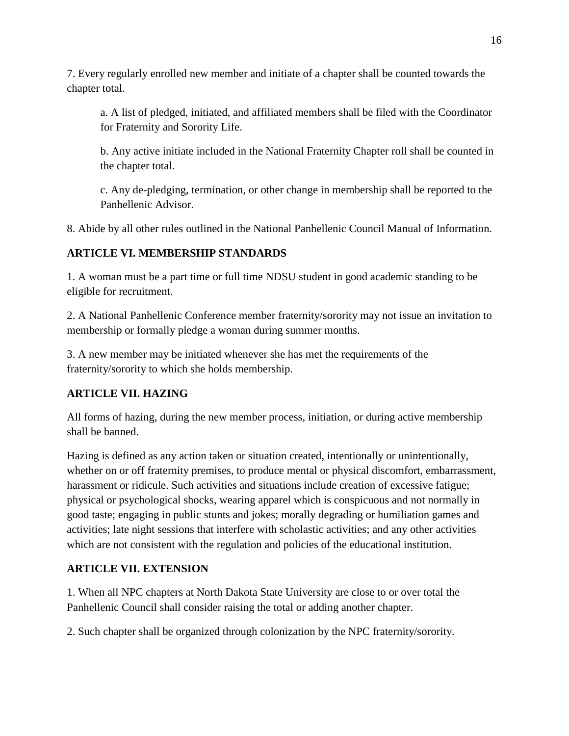7. Every regularly enrolled new member and initiate of a chapter shall be counted towards the chapter total.

a. A list of pledged, initiated, and affiliated members shall be filed with the Coordinator for Fraternity and Sorority Life.

b. Any active initiate included in the National Fraternity Chapter roll shall be counted in the chapter total.

c. Any de-pledging, termination, or other change in membership shall be reported to the Panhellenic Advisor.

8. Abide by all other rules outlined in the National Panhellenic Council Manual of Information.

## ARTICLE VI. MEMBERSHIP STANDARDS

1. A woman must be a part time or full time NDSU student in good academic standing to be eligible for recruitment.

2. A National Panhellenic Conference member fraternity/sorority may not issue an invitation to membership or formally pledge a woman during summer months.

3. A new member may be initiated whenever she has met the requirements of the fraternity/sorority to which she holds membership.

## ARTICLE VII. HAZING

All forms of hazing, during the new member process, initiation, or during active membership shall be banned.

Hazing is defined as any action taken or situation created, intentionally or unintentionally, whether on or off fraternity premises, to produce mental or physical discomfort, embarrassment, harassment or ridicule. Such activities and situations include creation of excessive fatigue; physical or psychological shocks, wearing apparel which is conspicuous and not normally in good taste; engaging in public stunts and jokes; morally degrading or humiliation games and activities; late night sessions that interfere with scholastic activities; and any other activities which are not consistent with the regulation and policies of the educational institution.

## ARTICLE VII. EXTENSION

1. When all NPC chapters at North Dakota State University are close to or over total the Panhellenic Council shall consider raising the total or adding another chapter.

2. Such chapter shall be organized through colonization by the NPC fraternity/sorority.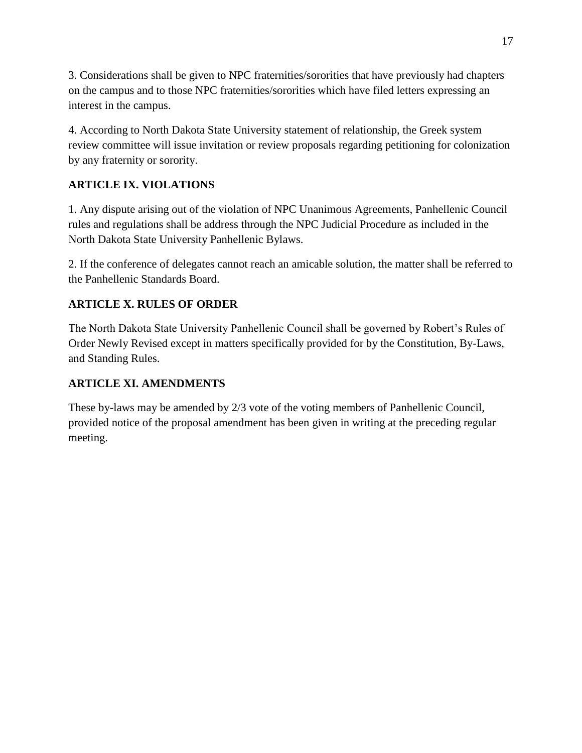3. Considerations shall be given to NPC fraternities/sororities that have previously had chapters on the campus and to those NPC fraternities/sororities which have filed letters expressing an interest in the campus.

4. According to North Dakota State University statement of relationship, the Greek system review committee will issue invitation or review proposals regarding petitioning for colonization by any fraternity or sorority.

## ARTICLE IX. VIOLATIONS

1. Any dispute arising out of the violation of NPC Unanimous Agreements, Panhellenic Council rules and regulations shall be address through the NPC Judicial Procedure as included in the North Dakota State University Panhellenic Bylaws.

2. If the conference of delegates cannot reach an amicable solution, the matter shall be referred to the Panhellenic Standards Board.

## ARTICLE X. RULES OF ORDER

The North Dakota State University Panhellenic Council shall be governed by Robert's Rules of Order Newly Revised except in matters specifically provided for by the Constitution, By-Laws, and Standing Rules.

## ARTICLE XI. AMENDMENTS

These by-laws may be amended by 2/3 vote of the voting members of Panhellenic Council, provided notice of the proposal amendment has been given in writing at the preceding regular meeting.